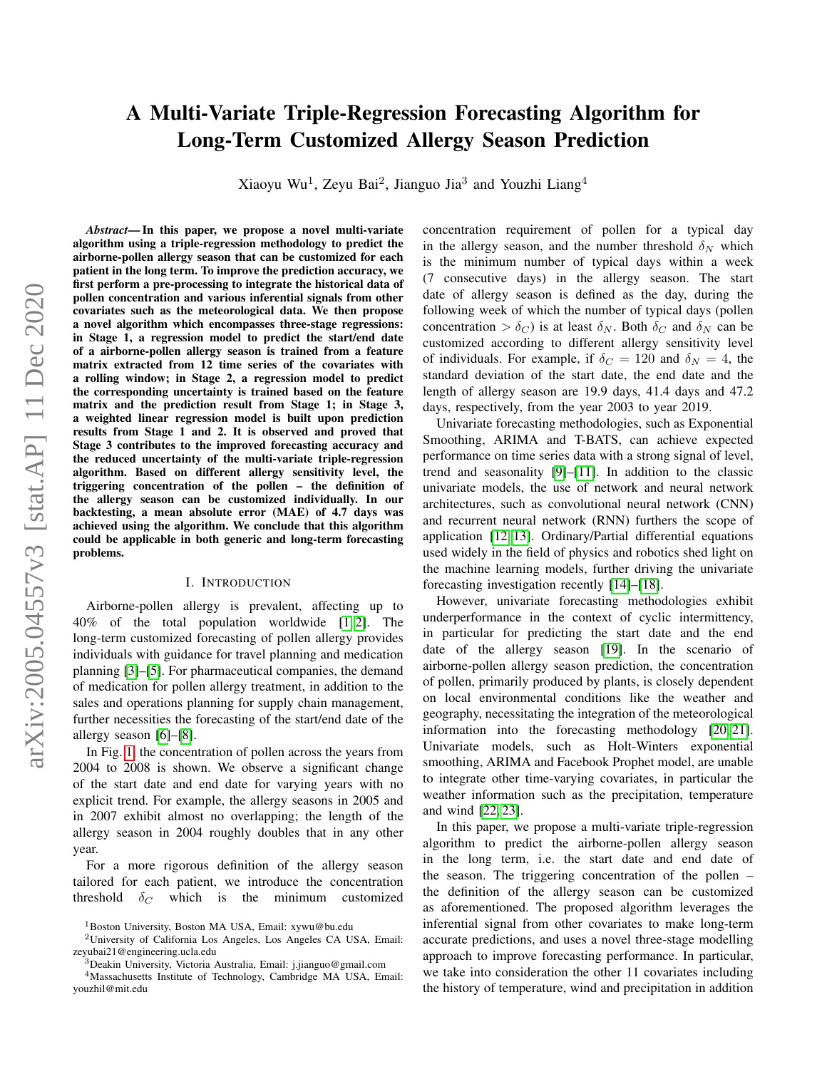# A Multi-Variate Triple-Regression Forecasting Algorithm for Long-Term Customized Allergy Season Prediction

Xiaoyu Wu[1], Zeyu Bai[2], Jianguo Jia[3] and Youzhi Liang[4]

***Abstract*— In this paper, we propose a novel multi-variate algorithm using a triple-regression methodology to predict the airborne-pollen allergy season that can be customized for each patient in the long term. To improve the prediction accuracy, we first perform a pre-processing to integrate the historical data of pollen concentration and various inferential signals from other covariates such as the meteorological data. We then propose a novel algorithm which encompasses three-stage regressions: in Stage 1, a regression model to predict the start/end date of a airborne-pollen allergy season is trained from a feature matrix extracted from 12 time series of the covariates with a rolling window; in Stage 2, a regression model to predict the corresponding uncertainty is trained based on the feature matrix and the prediction result from Stage 1; in Stage 3, a weighted linear regression model is built upon prediction results from Stage 1 and 2. It is observed and proved that Stage 3 contributes to the improved forecasting accuracy and the reduced uncertainty of the multi-variate triple-regression algorithm. Based on different allergy sensitivity level, the triggering concentration of the pollen – the definition of the allergy season can be customized individually. In our backtesting, a mean absolute error (MAE) of 4.7 days was achieved using the algorithm. We conclude that this algorithm could be applicable in both generic and long-term forecasting problems.**

## I. Introduction

Airborne-pollen allergy is prevalent, affecting up to 40% of the total population worldwide [1, 2]. The long-term customized forecasting of pollen allergy provides individuals with guidance for travel planning and medication planning [3]–[5]. For pharmaceutical companies, the demand of medication for pollen allergy treatment, in addition to the sales and operations planning for supply chain management, further necessities the forecasting of the start/end date of the allergy season [6]–[8].

In Fig. 1, the concentration of pollen across the years from 2004 to 2008 is shown. We observe a significant change of the start date and end date for varying years with no explicit trend. For example, the allergy seasons in 2005 and in 2007 exhibit almost no overlapping; the length of the allergy season in 2004 roughly doubles that in any other year.

For a more rigorous definition of the allergy season tailored for each patient, we introduce the concentration threshold $\delta_C$ which is the minimum customized concentration requirement of pollen for a typical day in the allergy season, and the number threshold $\delta_N$ which is the minimum number of typical days within a week (7 consecutive days) in the allergy season. The start date of allergy season is defined as the day, during the following week of which the number of typical days (pollen concentration $> \delta_C$) is at least $\delta_N$. Both $\delta_C$ and $\delta_N$ can be customized according to different allergy sensitivity level of individuals. For example, if $\delta_C = 120$ and $\delta_N = 4$, the standard deviation of the start date, the end date and the length of allergy season are 19.9 days, 41.4 days and 47.2 days, respectively, from the year 2003 to year 2019.

Univariate forecasting methodologies, such as Exponential Smoothing, ARIMA and T-BATS, can achieve expected performance on time series data with a strong signal of level, trend and seasonality [9]–[11]. In addition to the classic univariate models, the use of network and neural network architectures, such as convolutional neural network (CNN) and recurrent neural network (RNN) furthers the scope of application [12, 13]. Ordinary/Partial differential equations used widely in the field of physics and robotics shed light on the machine learning models, further driving the univariate forecasting investigation recently [14]–[18].

However, univariate forecasting methodologies exhibit underperformance in the context of cyclic intermittency, in particular for predicting the start date and the end date of the allergy season [19]. In the scenario of airborne-pollen allergy season prediction, the concentration of pollen, primarily produced by plants, is closely dependent on local environmental conditions like the weather and geography, necessitating the integration of the meteorological information into the forecasting methodology [20, 21]. Univariate models, such as Holt-Winters exponential smoothing, ARIMA and Facebook Prophet model, are unable to integrate other time-varying covariates, in particular the weather information such as the precipitation, temperature and wind [22, 23].

In this paper, we propose a multi-variate triple-regression algorithm to predict the airborne-pollen allergy season in the long term, i.e. the start date and end date of the season. The triggering concentration of the pollen – the definition of the allergy season can be customized as aforementioned. The proposed algorithm leverages the inferential signal from other covariates to make long-term accurate predictions, and uses a novel three-stage modelling approach to improve forecasting performance. In particular, we take into consideration the other 11 covariates including the history of temperature, wind and precipitation in addition

[1]Boston University, Boston MA USA, Email: xywu@bu.edu

[2]University of California Los Angeles, Los Angeles CA USA, Email: zeyubai21@engineering.ucla.edu

[3]Deakin University, Victoria Australia, Email: j.jianguo@gmail.com

[4]Massachusetts Institute of Technology, Cambridge MA USA, Email: youzhil@mit.edu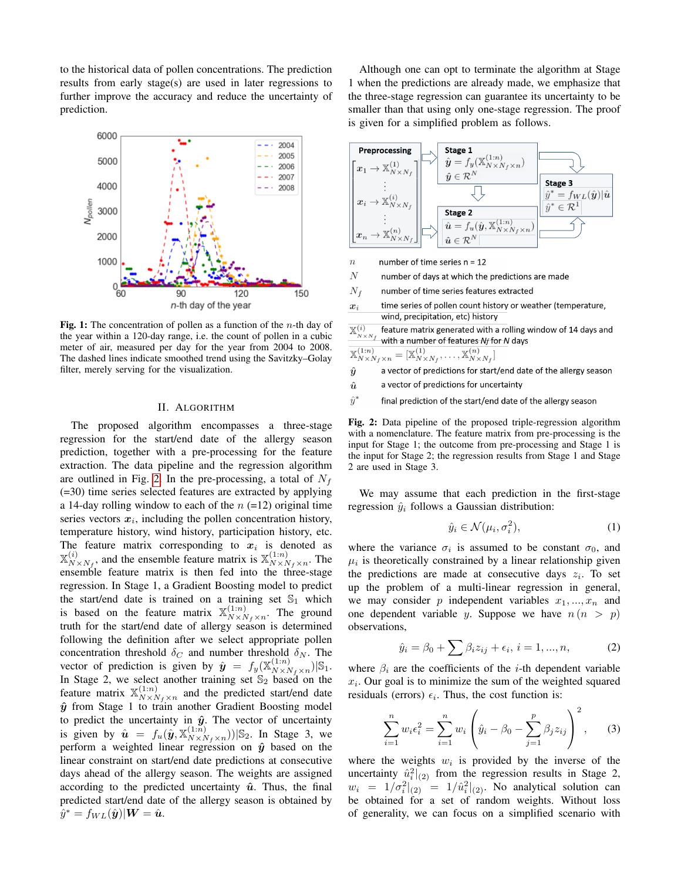to the historical data of pollen concentrations. The prediction results from early stage(s) are used in later regressions to further improve the accuracy and reduce the uncertainty of prediction.

**Fig. 1:** The concentration of pollen as a function of the $n$-th day of the year within a 120-day range, i.e. the count of pollen in a cubic meter of air, measured per day for the year from 2004 to 2008. The dashed lines indicate smoothed trend using the Savitzky–Golay filter, merely serving for the visualization.

## II. Algorithm

The proposed algorithm encompasses a three-stage regression for the start/end date of the allergy season prediction, together with a pre-processing for the feature extraction. The data pipeline and the regression algorithm are outlined in Fig. 2. In the pre-processing, a total of $N_f$ (=30) time series selected features are extracted by applying a 14-day rolling window to each of the $n$ (=12) original time series vectors $\boldsymbol{x}_i$, including the pollen concentration history, temperature history, wind history, participation history, etc. The feature matrix corresponding to $\boldsymbol{x}_i$ is denoted as $\mathbb{X}^{(i)}_{N\times N_f}$, and the ensemble feature matrix is $\mathbb{X}^{(1:n)}_{N\times N_f\times n}$. The ensemble feature matrix is then fed into the three-stage regression. In Stage 1, a Gradient Boosting model to predict the start/end date is trained on a training set $\mathbb{S}_1$ which is based on the feature matrix $\mathbb{X}^{(1:n)}_{N\times N_f\times n}$. The ground truth for the start/end date of allergy season is determined following the definition after we select appropriate pollen concentration threshold $\delta_C$ and number threshold $\delta_N$. The vector of prediction is given by $\hat{\boldsymbol{y}} = f_y(\mathbb{X}^{(1:n)}_{N\times N_f\times n})|\mathbb{S}_1$. In Stage 2, we select another training set $\mathbb{S}_2$ based on the feature matrix $\mathbb{X}^{(1:n)}_{N\times N_f\times n}$ and the predicted start/end date $\hat{\boldsymbol{y}}$ from Stage 1 to train another Gradient Boosting model to predict the uncertainty in $\hat{\boldsymbol{y}}$. The vector of uncertainty is given by $\hat{\boldsymbol{u}} = f_u(\hat{\boldsymbol{y}}, \mathbb{X}^{(1:n)}_{N\times N_f\times n}))|\mathbb{S}_2$. In Stage 3, we perform a weighted linear regression on $\hat{\boldsymbol{y}}$ based on the linear constraint on start/end date predictions at consecutive days ahead of the allergy season. The weights are assigned according to the predicted uncertainty $\hat{\boldsymbol{u}}$. Thus, the final predicted start/end date of the allergy season is obtained by $\hat{y}^* = f_{WL}(\hat{\boldsymbol{y}})|\boldsymbol{W} = \hat{\boldsymbol{u}}$.

Although one can opt to terminate the algorithm at Stage 1 when the predictions are already made, we emphasize that the three-stage regression can guarantee its uncertainty to be smaller than that using only one-stage regression. The proof is given for a simplified problem as follows.

| Symbol | Description |
|---|---|
| $n$ | number of time series n = 12 |
| $N$ | number of days at which the predictions are made |
| $N_f$ | number of time series features extracted |
| $\boldsymbol{x}_i$ | time series of pollen count history or weather (temperature, wind, precipitation, etc) history |
| $\mathbb{X}^{(i)}_{N\times N_f}$ | feature matrix generated with a rolling window of 14 days and with a number of features $N_f$ for $N$ days |
| $\mathbb{X}^{(1:n)}_{N\times N_f\times n}$ | $= [\mathbb{X}^{(1)}_{N\times N_f}, \dots, \mathbb{X}^{(n)}_{N\times N_f}]$ |
| $\hat{\boldsymbol{y}}$ | a vector of predictions for start/end date of the allergy season |
| $\hat{\boldsymbol{u}}$ | a vector of predictions for uncertainty |
| $\hat{y}^*$ | final prediction of the start/end date of the allergy season |

**Fig. 2:** Data pipeline of the proposed triple-regression algorithm with a nomenclature. The feature matrix from pre-processing is the input for Stage 1; the outcome from pre-processing and Stage 1 is the input for Stage 2; the regression results from Stage 1 and Stage 2 are used in Stage 3.

We may assume that each prediction in the first-stage regression $\hat{y}_i$ follows a Gaussian distribution:

$$\hat{y}_i \in \mathcal{N}(\mu_i, \sigma_i^2), \tag{1}$$

where the variance $\sigma_i$ is assumed to be constant $\sigma_0$, and $\mu_i$ is theoretically constrained by a linear relationship given the predictions are made at consecutive days $z_i$. To set up the problem of a multi-linear regression in general, we may consider $p$ independent variables $x_1, ..., x_n$ and one dependent variable $y$. Suppose we have $n\,(n > p)$ observations,

$$\hat{y}_i = \beta_0 + \sum \beta_i z_{ij} + \epsilon_i,\ i = 1, ..., n, \tag{2}$$

where $\beta_i$ are the coefficients of the $i$-th dependent variable $x_i$. Our goal is to minimize the sum of the weighted squared residuals (errors) $\epsilon_i$. Thus, the cost function is:

$$\sum_{i=1}^{n} w_i \epsilon_i^2 = \sum_{i=1}^{n} w_i \left( \hat{y}_i - \beta_0 - \sum_{j=1}^{p} \beta_j z_{ij} \right)^2, \tag{3}$$

where the weights $w_i$ is provided by the inverse of the uncertainty $\hat{u}_i^2|_{(2)}$ from the regression results in Stage 2, $w_i = 1/\sigma_i^2|_{(2)} = 1/\hat{u}_i^2|_{(2)}$. No analytical solution can be obtained for a set of random weights. Without loss of generality, we can focus on a simplified scenario with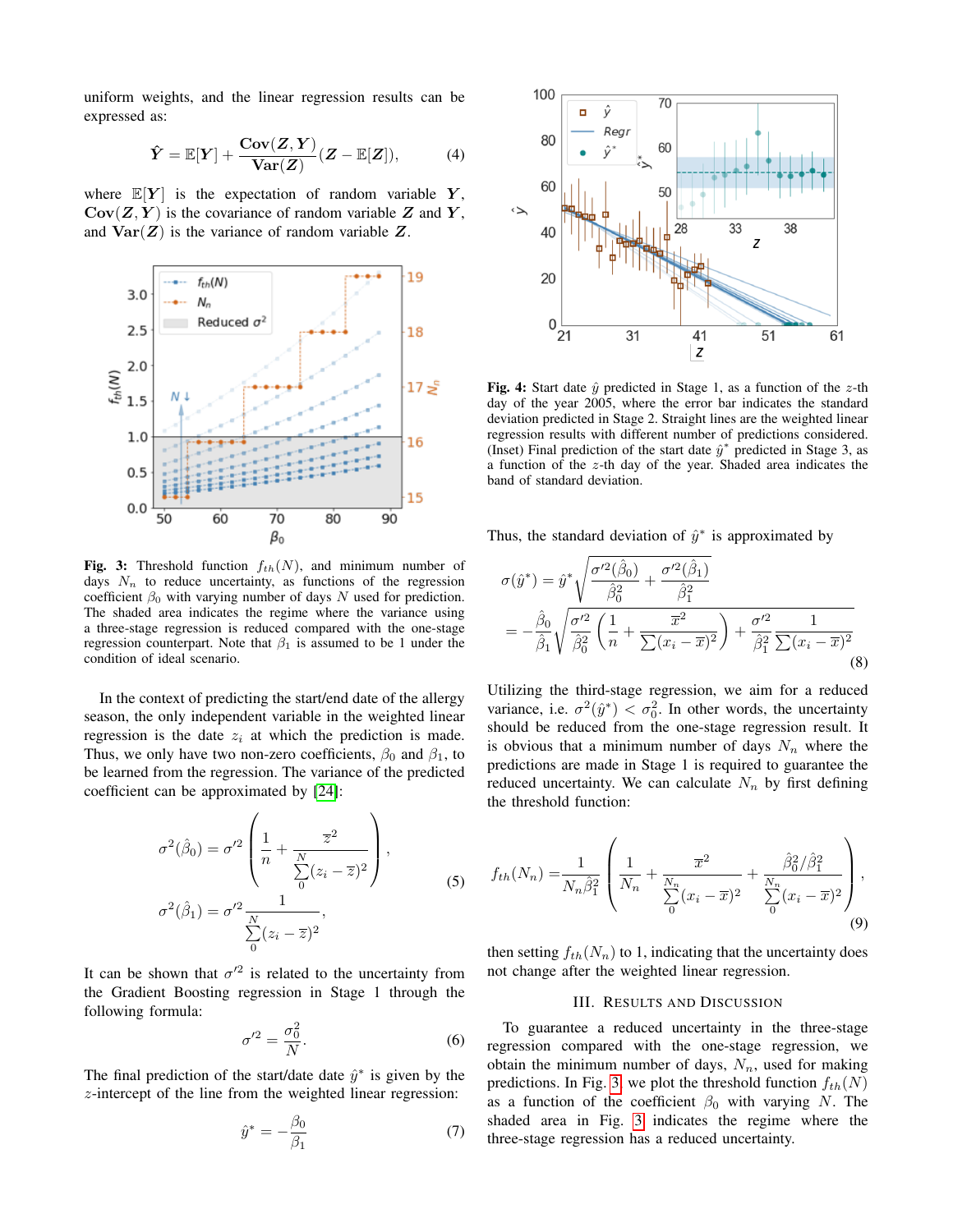uniform weights, and the linear regression results can be expressed as:

$$\hat{\boldsymbol{Y}} = \mathbb{E}[\boldsymbol{Y}] + \frac{\mathbf{Cov}(\boldsymbol{Z}, \boldsymbol{Y})}{\mathbf{Var}(\boldsymbol{Z})}(\boldsymbol{Z} - \mathbb{E}[\boldsymbol{Z}]), \tag{4}$$

where $\mathbb{E}[\boldsymbol{Y}]$ is the expectation of random variable $\boldsymbol{Y}$, $\mathbf{Cov}(\boldsymbol{Z}, \boldsymbol{Y})$ is the covariance of random variable $\boldsymbol{Z}$ and $\boldsymbol{Y}$, and $\mathbf{Var}(\boldsymbol{Z})$ is the variance of random variable $\boldsymbol{Z}$.

**Fig. 3:** Threshold function $f_{th}(N)$, and minimum number of days $N_n$ to reduce uncertainty, as functions of the regression coefficient $\beta_0$ with varying number of days $N$ used for prediction. The shaded area indicates the regime where the variance using a three-stage regression is reduced compared with the one-stage regression counterpart. Note that $\beta_1$ is assumed to be 1 under the condition of ideal scenario.

In the context of predicting the start/end date of the allergy season, the only independent variable in the weighted linear regression is the date $z_i$ at which the prediction is made. Thus, we only have two non-zero coefficients, $\beta_0$ and $\beta_1$, to be learned from the regression. The variance of the predicted coefficient can be approximated by [24]:

$$\sigma^2(\hat{\beta}_0) = \sigma'^2 \left( \frac{1}{n} + \frac{\overline{z}^2}{\sum_0^N (z_i - \overline{z})^2} \right),$$
$$\sigma^2(\hat{\beta}_1) = \sigma'^2 \frac{1}{\sum_0^N (z_i - \overline{z})^2}, \tag{5}$$

It can be shown that $\sigma'^2$ is related to the uncertainty from the Gradient Boosting regression in Stage 1 through the following formula:

$$\sigma'^2 = \frac{\sigma_0^2}{N}. \tag{6}$$

The final prediction of the start/date date $\hat{y}^*$ is given by the $z$-intercept of the line from the weighted linear regression:

$$\hat{y}^* = -\frac{\beta_0}{\beta_1} \tag{7}$$

**Fig. 4:** Start date $\hat{y}$ predicted in Stage 1, as a function of the $z$-th day of the year 2005, where the error bar indicates the standard deviation predicted in Stage 2. Straight lines are the weighted linear regression results with different number of predictions considered. (Inset) Final prediction of the start date $\hat{y}^*$ predicted in Stage 3, as a function of the $z$-th day of the year. Shaded area indicates the band of standard deviation.

Thus, the standard deviation of $\hat{y}^*$ is approximated by

$$\sigma(\hat{y}^*) = \hat{y}^* \sqrt{\frac{\sigma'^2(\hat{\beta}_0)}{\hat{\beta}_0^2} + \frac{\sigma'^2(\hat{\beta}_1)}{\hat{\beta}_1^2}}$$
$$= -\frac{\hat{\beta}_0}{\hat{\beta}_1} \sqrt{\frac{\sigma'^2}{\hat{\beta}_0^2}\left(\frac{1}{n} + \frac{\overline{x}^2}{\sum(x_i - \overline{x})^2}\right) + \frac{\sigma'^2}{\hat{\beta}_1^2} \frac{1}{\sum(x_i - \overline{x})^2}} \tag{8}$$

Utilizing the third-stage regression, we aim for a reduced variance, i.e. $\sigma^2(\hat{y}^*) < \sigma_0^2$. In other words, the uncertainty should be reduced from the one-stage regression result. It is obvious that a minimum number of days $N_n$ where the predictions are made in Stage 1 is required to guarantee the reduced uncertainty. We can calculate $N_n$ by first defining the threshold function:

$$f_{th}(N_n) = \frac{1}{N_n \hat{\beta}_1^2} \left( \frac{1}{N_n} + \frac{\overline{x}^2}{\sum_0^{N_n} (x_i - \overline{x})^2} + \frac{\hat{\beta}_0^2 / \hat{\beta}_1^2}{\sum_0^{N_n} (x_i - \overline{x})^2} \right), \tag{9}$$

then setting $f_{th}(N_n)$ to 1, indicating that the uncertainty does not change after the weighted linear regression.

## III. Results and Discussion

To guarantee a reduced uncertainty in the three-stage regression compared with the one-stage regression, we obtain the minimum number of days, $N_n$, used for making predictions. In Fig. 3, we plot the threshold function $f_{th}(N)$ as a function of the coefficient $\beta_0$ with varying $N$. The shaded area in Fig. 3 indicates the regime where the three-stage regression has a reduced uncertainty.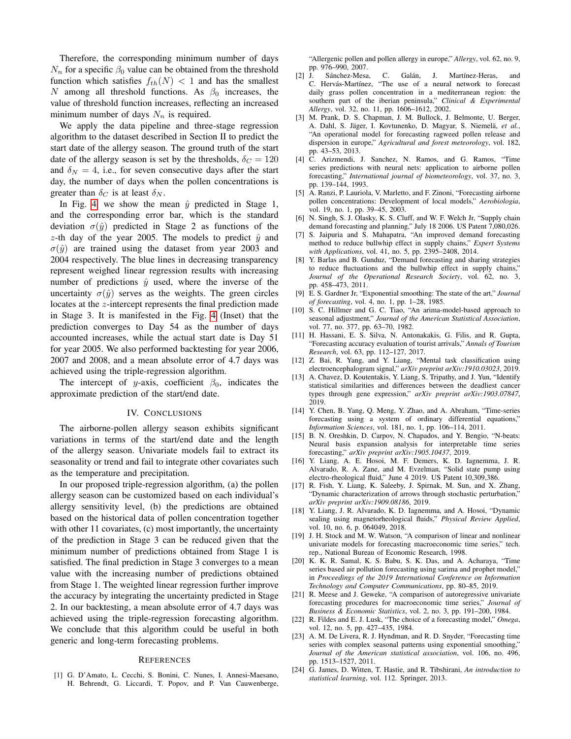Therefore, the corresponding minimum number of days $N_n$ for a specific $\beta_0$ value can be obtained from the threshold function which satisfies $f_{th}(N) < 1$ and has the smallest $N$ among all threshold functions. As $\beta_0$ increases, the value of threshold function increases, reflecting an increased minimum number of days $N_n$ is required.

We apply the data pipeline and three-stage regression algorithm to the dataset described in Section II to predict the start date of the allergy season. The ground truth of the start date of the allergy season is set by the thresholds, $\delta_C = 120$ and $\delta_N = 4$, i.e., for seven consecutive days after the start day, the number of days when the pollen concentrations is greater than $\delta_C$ is at least $\delta_N$.

In Fig. 4, we show the mean $\hat{y}$ predicted in Stage 1, and the corresponding error bar, which is the standard deviation $\sigma(\hat{y})$ predicted in Stage 2 as functions of the $z$-th day of the year 2005. The models to predict $\hat{y}$ and $\sigma(\hat{y})$ are trained using the dataset from year 2003 and 2004 respectively. The blue lines in decreasing transparency represent weighed linear regression results with increasing number of predictions $\hat{y}$ used, where the inverse of the uncertainty $\sigma(\hat{y})$ serves as the weights. The green circles locates at the $z$-intercept represents the final prediction made in Stage 3. It is manifested in the Fig. 4 (Inset) that the prediction converges to Day 54 as the number of days accounted increases, while the actual start date is Day 51 for year 2005. We also performed backtesting for year 2006, 2007 and 2008, and a mean absolute error of 4.7 days was achieved using the triple-regression algorithm.

The intercept of $y$-axis, coefficient $\beta_0$, indicates the approximate prediction of the start/end date.

## IV. Conclusions

The airborne-pollen allergy season exhibits significant variations in terms of the start/end date and the length of the allergy season. Univariate models fail to extract its seasonality or trend and fail to integrate other covariates such as the temperature and precipitation.

In our proposed triple-regression algorithm, (a) the pollen allergy season can be customized based on each individual's allergy sensitivity level, (b) the predictions are obtained based on the historical data of pollen concentration together with other 11 covariates, (c) most importantly, the uncertainty of the prediction in Stage 3 can be reduced given that the minimum number of predictions obtained from Stage 1 is satisfied. The final prediction in Stage 3 converges to a mean value with the increasing number of predictions obtained from Stage 1. The weighted linear regression further improve the accuracy by integrating the uncertainty predicted in Stage 2. In our backtesting, a mean absolute error of 4.7 days was achieved using the triple-regression forecasting algorithm. We conclude that this algorithm could be useful in both generic and long-term forecasting problems.

## References

[1] G. D'Amato, L. Cecchi, S. Bonini, C. Nunes, I. Annesi-Maesano, H. Behrendt, G. Liccardi, T. Popov, and P. Van Cauwenberge, "Allergenic pollen and pollen allergy in europe," *Allergy*, vol. 62, no. 9, pp. 976–990, 2007.

[2] J. Sánchez-Mesa, C. Galán, J. Martínez-Heras, and C. Hervás-Martínez, "The use of a neural network to forecast daily grass pollen concentration in a mediterranean region: the southern part of the iberian peninsula," *Clinical & Experimental Allergy*, vol. 32, no. 11, pp. 1606–1612, 2002.

[3] M. Prank, D. S. Chapman, J. M. Bullock, J. Belmonte, U. Berger, A. Dahl, S. Jäger, I. Kovtunenko, D. Magyar, S. Niemelä, *et al.*, "An operational model for forecasting ragweed pollen release and dispersion in europe," *Agricultural and forest meteorology*, vol. 182, pp. 43–53, 2013.

[4] C. Arizmendi, J. Sanchez, N. Ramos, and G. Ramos, "Time series predictions with neural nets: application to airborne pollen forecasting," *International journal of biometeorology*, vol. 37, no. 3, pp. 139–144, 1993.

[5] A. Ranzi, P. Lauriola, V. Marletto, and F. Zinoni, "Forecasting airborne pollen concentrations: Development of local models," *Aerobiologia*, vol. 19, no. 1, pp. 39–45, 2003.

[6] N. Singh, S. J. Olasky, K. S. Cluff, and W. F. Welch Jr, "Supply chain demand forecasting and planning," July 18 2006. US Patent 7,080,026.

[7] S. Jaipuria and S. Mahapatra, "An improved demand forecasting method to reduce bullwhip effect in supply chains," *Expert Systems with Applications*, vol. 41, no. 5, pp. 2395–2408, 2014.

[8] Y. Barlas and B. Gunduz, "Demand forecasting and sharing strategies to reduce fluctuations and the bullwhip effect in supply chains," *Journal of the Operational Research Society*, vol. 62, no. 3, pp. 458–473, 2011.

[9] E. S. Gardner Jr, "Exponential smoothing: The state of the art," *Journal of forecasting*, vol. 4, no. 1, pp. 1–28, 1985.

[10] S. C. Hillmer and G. C. Tiao, "An arima-model-based approach to seasonal adjustment," *Journal of the American Statistical Association*, vol. 77, no. 377, pp. 63–70, 1982.

[11] H. Hassani, E. S. Silva, N. Antonakakis, G. Filis, and R. Gupta, "Forecasting accuracy evaluation of tourist arrivals," *Annals of Tourism Research*, vol. 63, pp. 112–127, 2017.

[12] Z. Bai, R. Yang, and Y. Liang, "Mental task classification using electroencephalogram signal," *arXiv preprint arXiv:1910.03023*, 2019.

[13] A. Chavez, D. Koutentakis, Y. Liang, S. Tripathy, and J. Yun, "Identify statistical similarities and differences between the deadliest cancer types through gene expression," *arXiv preprint arXiv:1903.07847*, 2019.

[14] Y. Chen, B. Yang, Q. Meng, Y. Zhao, and A. Abraham, "Time-series forecasting using a system of ordinary differential equations," *Information Sciences*, vol. 181, no. 1, pp. 106–114, 2011.

[15] B. N. Oreshkin, D. Carpov, N. Chapados, and Y. Bengio, "N-beats: Neural basis expansion analysis for interpretable time series forecasting," *arXiv preprint arXiv:1905.10437*, 2019.

[16] Y. Liang, A. E. Hosoi, M. F. Demers, K. D. Iagnemma, J. R. Alvarado, R. A. Zane, and M. Evzelman, "Solid state pump using electro-rheological fluid," June 4 2019. US Patent 10,309,386.

[17] R. Fish, Y. Liang, K. Saleeby, J. Spirnak, M. Sun, and X. Zhang, "Dynamic characterization of arrows through stochastic perturbation," *arXiv preprint arXiv:1909.08186*, 2019.

[18] Y. Liang, J. R. Alvarado, K. D. Iagnemma, and A. Hosoi, "Dynamic sealing using magnetorheological fluids," *Physical Review Applied*, vol. 10, no. 6, p. 064049, 2018.

[19] J. H. Stock and M. W. Watson, "A comparison of linear and nonlinear univariate models for forecasting macroeconomic time series," tech. rep., National Bureau of Economic Research, 1998.

[20] K. K. R. Samal, K. S. Babu, S. K. Das, and A. Acharaya, "Time series based air pollution forecasting using sarima and prophet model," in *Proceedings of the 2019 International Conference on Information Technology and Computer Communications*, pp. 80–85, 2019.

[21] R. Meese and J. Geweke, "A comparison of autoregressive univariate forecasting procedures for macroeconomic time series," *Journal of Business & Economic Statistics*, vol. 2, no. 3, pp. 191–200, 1984.

[22] R. Fildes and E. J. Lusk, "The choice of a forecasting model," *Omega*, vol. 12, no. 5, pp. 427–435, 1984.

[23] A. M. De Livera, R. J. Hyndman, and R. D. Snyder, "Forecasting time series with complex seasonal patterns using exponential smoothing," *Journal of the American statistical association*, vol. 106, no. 496, pp. 1513–1527, 2011.

[24] G. James, D. Witten, T. Hastie, and R. Tibshirani, *An introduction to statistical learning*, vol. 112. Springer, 2013.